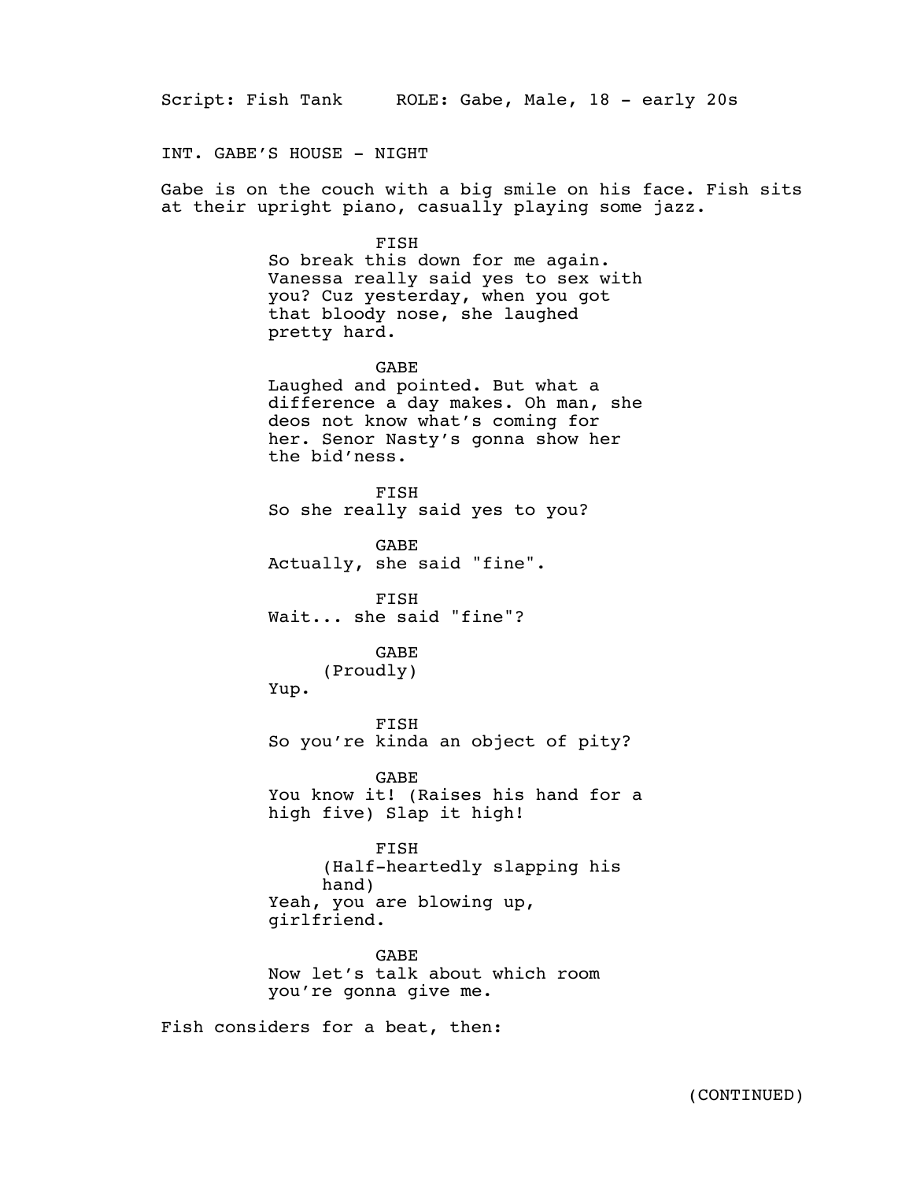Script: Fish Tank     ROLE: Gabe, Male, 18 - early 20s

INT. GABE'S HOUSE - NIGHT

Gabe is on the couch with a big smile on his face. Fish sits at their upright piano, casually playing some jazz.

FISH
So break this down for me again. Vanessa really said yes to sex with you? Cuz yesterday, when you got that bloody nose, she laughed pretty hard.

GABE
Laughed and pointed. But what a difference a day makes. Oh man, she deos not know what's coming for her. Senor Nasty's gonna show her the bid'ness.

FISH
So she really said yes to you?

GABE
Actually, she said "fine".

FISH
Wait... she said "fine"?

GABE
(Proudly)
Yup.

FISH
So you're kinda an object of pity?

GABE
You know it! (Raises his hand for a high five) Slap it high!

FISH
(Half-heartedly slapping his hand)
Yeah, you are blowing up, girlfriend.

GABE
Now let's talk about which room you're gonna give me.

Fish considers for a beat, then:

(CONTINUED)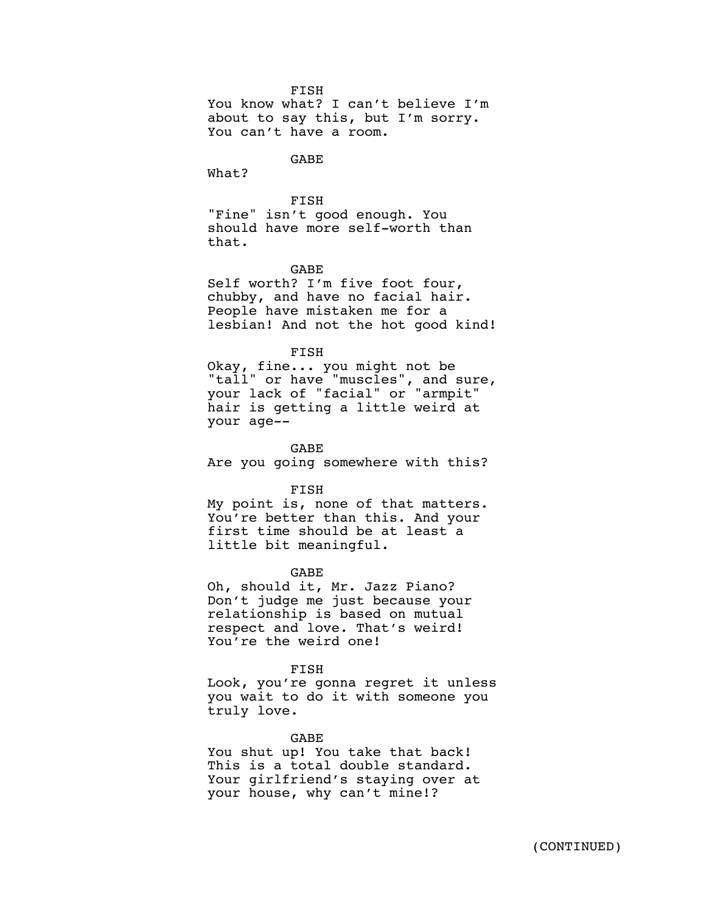FISH

You know what? I can't believe I'm about to say this, but I'm sorry. You can't have a room.

GABE

What?

FISH

"Fine" isn't good enough. You should have more self-worth than that.

GABE

Self worth? I'm five foot four, chubby, and have no facial hair. People have mistaken me for a lesbian! And not the hot good kind!

FISH

Okay, fine... you might not be "tall" or have "muscles", and sure, your lack of "facial" or "armpit" hair is getting a little weird at your age--

GABE

Are you going somewhere with this?

FISH

My point is, none of that matters. You're better than this. And your first time should be at least a little bit meaningful.

GABE

Oh, should it, Mr. Jazz Piano? Don't judge me just because your relationship is based on mutual respect and love. That's weird! You're the weird one!

FISH

Look, you're gonna regret it unless you wait to do it with someone you truly love.

GABE

You shut up! You take that back! This is a total double standard. Your girlfriend's staying over at your house, why can't mine!?

(CONTINUED)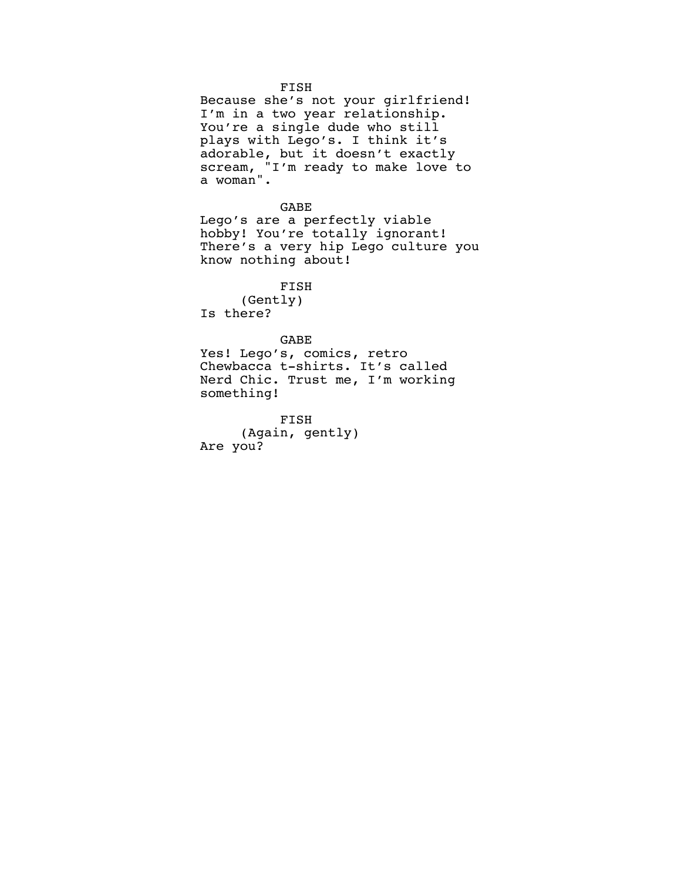FISH

Because she's not your girlfriend! I'm in a two year relationship. You're a single dude who still plays with Lego's. I think it's adorable, but it doesn't exactly scream, "I'm ready to make love to a woman".

GABE

Lego's are a perfectly viable hobby! You're totally ignorant! There's a very hip Lego culture you know nothing about!

FISH

(Gently)

Is there?

GABE

Yes! Lego's, comics, retro Chewbacca t-shirts. It's called Nerd Chic. Trust me, I'm working something!

FISH

(Again, gently)

Are you?